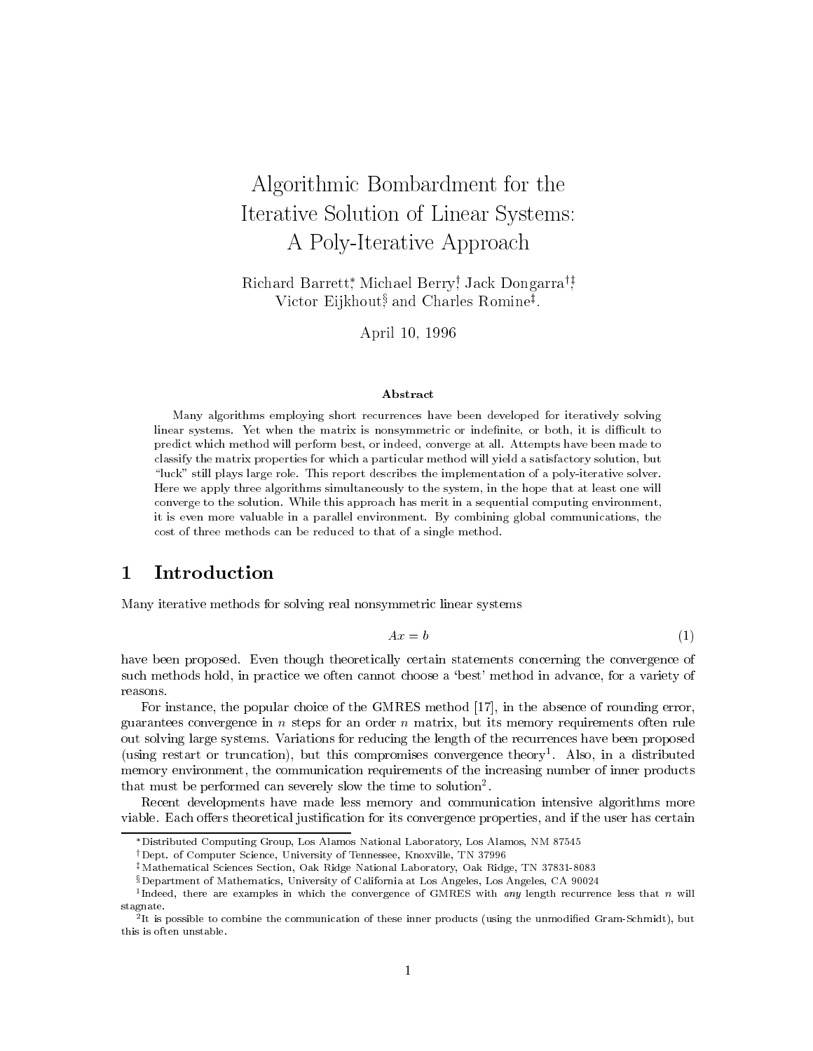# Algorithmic Bombardment for the Iterative Solution of Linear Systems: A Poly-Iterative Approach

Richard Barrett[*], Michael Berry[†], Jack Dongarra[†,‡], Victor Eijkhout[§] and Charles Romine[‡].

April 10, 1996

### Abstract

Many algorithms employing short recurrences have been developed for iteratively solving linear systems. Yet when the matrix is nonsymmetric or indefinite, or both, it is difficult to predict which method will perform best, or indeed, converge at all. Attempts have been made to classify the matrix properties for which a particular method will yield a satisfactory solution, but "luck" still plays large role. This report describes the implementation of a poly-iterative solver. Here we apply three algorithms simultaneously to the system, in the hope that at least one will converge to the solution. While this approach has merit in a sequential computing environment, it is even more valuable in a parallel environment. By combining global communications, the cost of three methods can be reduced to that of a single method.

## 1 Introduction

Many iterative methods for solving real nonsymmetric linear systems

$$Ax = b \tag{1}$$

have been proposed. Even though theoretically certain statements concerning the convergence of such methods hold, in practice we often cannot choose a 'best' method in advance, for a variety of reasons.

For instance, the popular choice of the GMRES method [17], in the absence of rounding error, guarantees convergence in $n$ steps for an order $n$ matrix, but its memory requirements often rule out solving large systems. Variations for reducing the length of the recurrences have been proposed (using restart or truncation), but this compromises convergence theory[1]. Also, in a distributed memory environment, the communication requirements of the increasing number of inner products that must be performed can severely slow the time to solution[2].

Recent developments have made less memory and communication intensive algorithms more viable. Each offers theoretical justification for its convergence properties, and if the user has certain

[*] Distributed Computing Group, Los Alamos National Laboratory, Los Alamos, NM 87545

[†] Dept. of Computer Science, University of Tennessee, Knoxville, TN 37996

[‡] Mathematical Sciences Section, Oak Ridge National Laboratory, Oak Ridge, TN 37831-8083

[§] Department of Mathematics, University of California at Los Angeles, Los Angeles, CA 90024

[1] Indeed, there are examples in which the convergence of GMRES with *any* length recurrence less that $n$ will stagnate.

[2] It is possible to combine the communication of these inner products (using the unmodified Gram-Schmidt), but this is often unstable.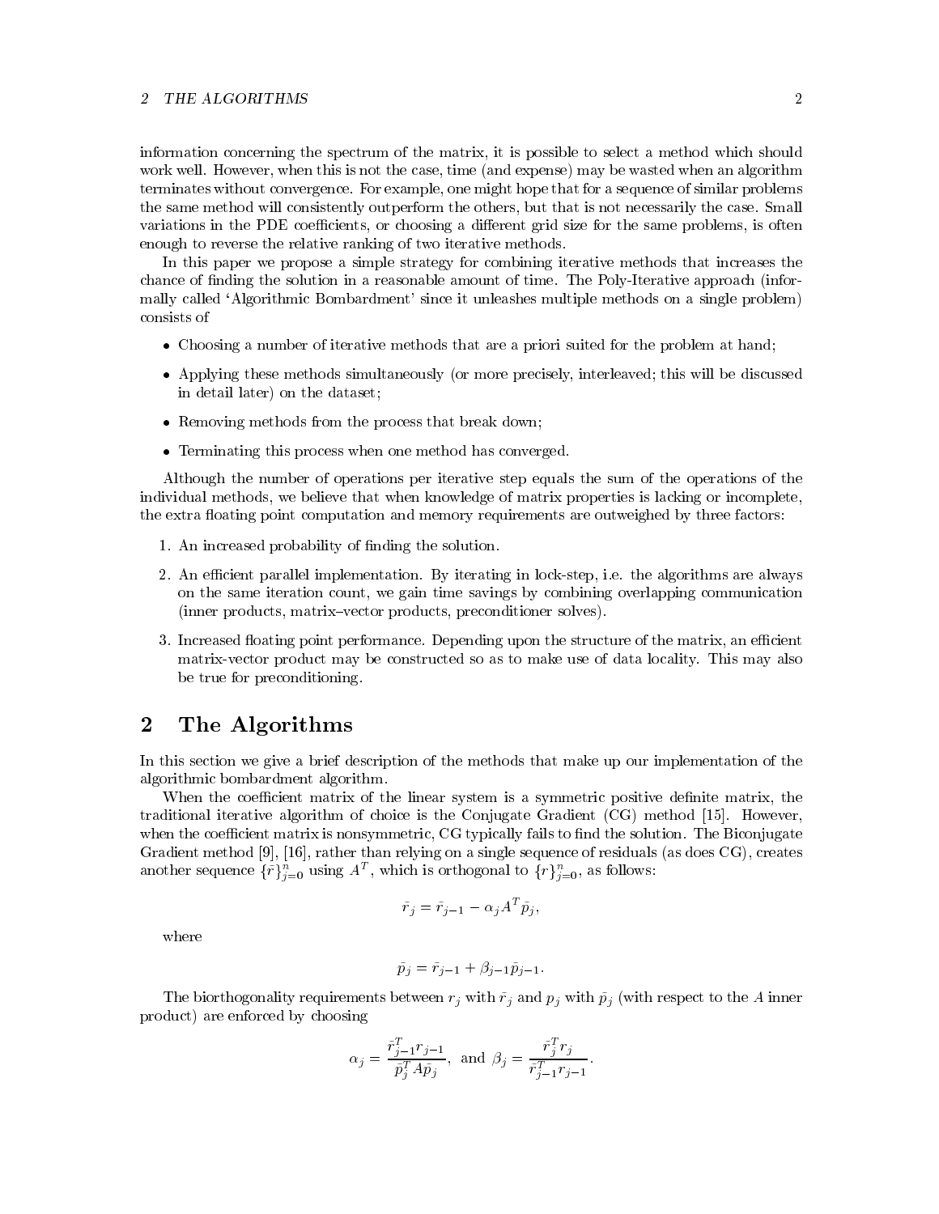information concerning the spectrum of the matrix, it is possible to select a method which should work well. However, when this is not the case, time (and expense) may be wasted when an algorithm terminates without convergence. For example, one might hope that for a sequence of similar problems the same method will consistently outperform the others, but that is not necessarily the case. Small variations in the PDE coefficients, or choosing a different grid size for the same problems, is often enough to reverse the relative ranking of two iterative methods.

In this paper we propose a simple strategy for combining iterative methods that increases the chance of finding the solution in a reasonable amount of time. The Poly-Iterative approach (informally called 'Algorithmic Bombardment' since it unleashes multiple methods on a single problem) consists of

- Choosing a number of iterative methods that are a priori suited for the problem at hand;
- Applying these methods simultaneously (or more precisely, interleaved; this will be discussed in detail later) on the dataset;
- Removing methods from the process that break down;
- Terminating this process when one method has converged.

Although the number of operations per iterative step equals the sum of the operations of the individual methods, we believe that when knowledge of matrix properties is lacking or incomplete, the extra floating point computation and memory requirements are outweighed by three factors:

1. An increased probability of finding the solution.
2. An efficient parallel implementation. By iterating in lock-step, i.e. the algorithms are always on the same iteration count, we gain time savings by combining overlapping communication (inner products, matrix–vector products, preconditioner solves).
3. Increased floating point performance. Depending upon the structure of the matrix, an efficient matrix-vector product may be constructed so as to make use of data locality. This may also be true for preconditioning.

# 2 The Algorithms

In this section we give a brief description of the methods that make up our implementation of the algorithmic bombardment algorithm.

When the coefficient matrix of the linear system is a symmetric positive definite matrix, the traditional iterative algorithm of choice is the Conjugate Gradient (CG) method [15]. However, when the coefficient matrix is nonsymmetric, CG typically fails to find the solution. The Biconjugate Gradient method [9], [16], rather than relying on a single sequence of residuals (as does CG), creates another sequence $\{\bar{r}\}_{j=0}^{n}$ using $A^T$, which is orthogonal to $\{r\}_{j=0}^{n}$, as follows:

$$\bar{r}_j = \bar{r}_{j-1} - \alpha_j A^T \bar{p}_j,$$

where

$$\bar{p}_j = \bar{r}_{j-1} + \beta_{j-1}\bar{p}_{j-1}.$$

The biorthogonality requirements between $r_j$ with $\bar{r}_j$ and $p_j$ with $\bar{p}_j$ (with respect to the $A$ inner product) are enforced by choosing

$$\alpha_j = \frac{\bar{r}_{j-1}^T r_{j-1}}{\bar{p}_j^T A \bar{p}_j}, \text{ and } \beta_j = \frac{\bar{r}_j^T r_j}{\bar{r}_{j-1}^T r_{j-1}}.$$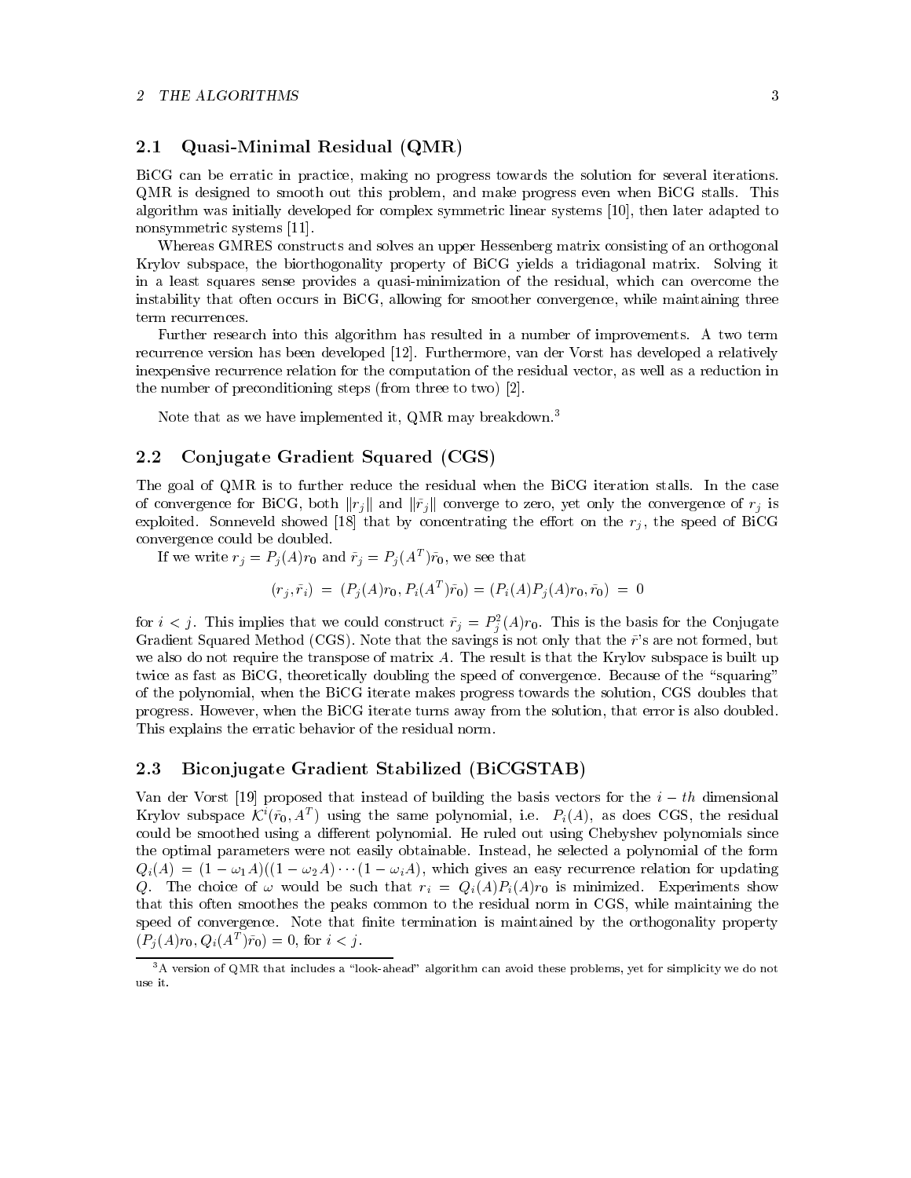### 2.1 Quasi-Minimal Residual (QMR)

BiCG can be erratic in practice, making no progress towards the solution for several iterations. QMR is designed to smooth out this problem, and make progress even when BiCG stalls. This algorithm was initially developed for complex symmetric linear systems [10], then later adapted to nonsymmetric systems [11].

Whereas GMRES constructs and solves an upper Hessenberg matrix consisting of an orthogonal Krylov subspace, the biorthogonality property of BiCG yields a tridiagonal matrix. Solving it in a least squares sense provides a quasi-minimization of the residual, which can overcome the instability that often occurs in BiCG, allowing for smoother convergence, while maintaining three term recurrences.

Further research into this algorithm has resulted in a number of improvements. A two term recurrence version has been developed [12]. Furthermore, van der Vorst has developed a relatively inexpensive recurrence relation for the computation of the residual vector, as well as a reduction in the number of preconditioning steps (from three to two) [2].

Note that as we have implemented it, QMR may breakdown.[3]

### 2.2 Conjugate Gradient Squared (CGS)

The goal of QMR is to further reduce the residual when the BiCG iteration stalls. In the case of convergence for BiCG, both $\|r_j\|$ and $\|\bar{r}_j\|$ converge to zero, yet only the convergence of $r_j$ is exploited. Sonneveld showed [18] that by concentrating the effort on the $r_j$, the speed of BiCG convergence could be doubled.

If we write $r_j = P_j(A)r_0$ and $\bar{r}_j = P_j(A^T)\bar{r}_0$, we see that

$$(r_j, \bar{r}_i) \;=\; (P_j(A)r_0, P_i(A^T)\bar{r}_0) = (P_i(A)P_j(A)r_0, \bar{r}_0) \;=\; 0$$

for $i < j$. This implies that we could construct $\bar{r}_j = P_j^2(A)r_0$. This is the basis for the Conjugate Gradient Squared Method (CGS). Note that the savings is not only that the $\bar{r}$'s are not formed, but we also do not require the transpose of matrix $A$. The result is that the Krylov subspace is built up twice as fast as BiCG, theoretically doubling the speed of convergence. Because of the "squaring" of the polynomial, when the BiCG iterate makes progress towards the solution, CGS doubles that progress. However, when the BiCG iterate turns away from the solution, that error is also doubled. This explains the erratic behavior of the residual norm.

### 2.3 Biconjugate Gradient Stabilized (BiCGSTAB)

Van der Vorst [19] proposed that instead of building the basis vectors for the $i-th$ dimensional Krylov subspace $\mathcal{K}^i(\bar{r}_0, A^T)$ using the same polynomial, i.e. $P_i(A)$, as does CGS, the residual could be smoothed using a different polynomial. He ruled out using Chebyshev polynomials since the optimal parameters were not easily obtainable. Instead, he selected a polynomial of the form $Q_i(A) = (1-\omega_1 A)((1-\omega_2 A)\cdots(1-\omega_i A)$, which gives an easy recurrence relation for updating $Q$. The choice of $\omega$ would be such that $r_i = Q_i(A)P_i(A)r_0$ is minimized. Experiments show that this often smoothes the peaks common to the residual norm in CGS, while maintaining the speed of convergence. Note that finite termination is maintained by the orthogonality property $(P_j(A)r_0, Q_i(A^T)\bar{r}_0) = 0$, for $i < j$.

[3] A version of QMR that includes a "look-ahead" algorithm can avoid these problems, yet for simplicity we do not use it.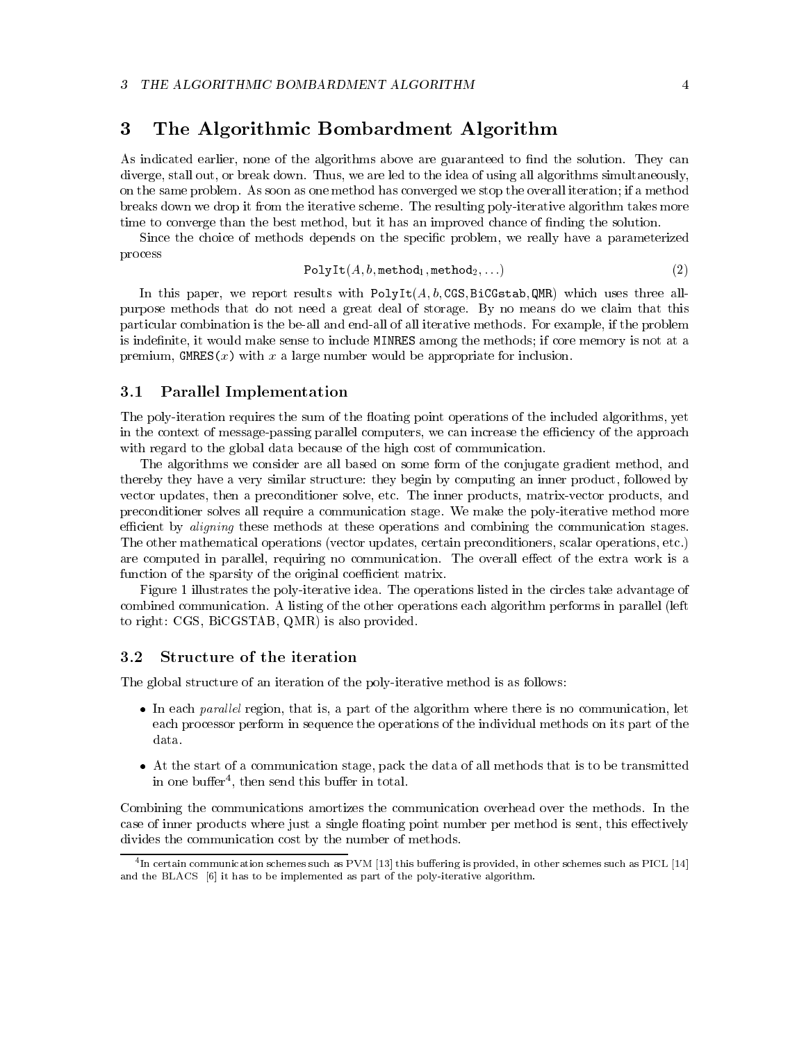# 3 The Algorithmic Bombardment Algorithm

As indicated earlier, none of the algorithms above are guaranteed to find the solution. They can diverge, stall out, or break down. Thus, we are led to the idea of using all algorithms simultaneously, on the same problem. As soon as one method has converged we stop the overall iteration; if a method breaks down we drop it from the iterative scheme. The resulting poly-iterative algorithm takes more time to converge than the best method, but it has an improved chance of finding the solution.

Since the choice of methods depends on the specific problem, we really have a parameterized process

$$\texttt{PolyIt}(A, b, \texttt{method}_1, \texttt{method}_2, \ldots) \tag{2}$$

In this paper, we report results with $\texttt{PolyIt}(A, b, \texttt{CGS}, \texttt{BiCGstab}, \texttt{QMR})$ which uses three all-purpose methods that do not need a great deal of storage. By no means do we claim that this particular combination is the be-all and end-all of all iterative methods. For example, if the problem is indefinite, it would make sense to include `MINRES` among the methods; if core memory is not at a premium, $\texttt{GMRES}(x)$ with $x$ a large number would be appropriate for inclusion.

## 3.1 Parallel Implementation

The poly-iteration requires the sum of the floating point operations of the included algorithms, yet in the context of message-passing parallel computers, we can increase the efficiency of the approach with regard to the global data because of the high cost of communication.

The algorithms we consider are all based on some form of the conjugate gradient method, and thereby they have a very similar structure: they begin by computing an inner product, followed by vector updates, then a preconditioner solve, etc. The inner products, matrix-vector products, and preconditioner solves all require a communication stage. We make the poly-iterative method more efficient by *aligning* these methods at these operations and combining the communication stages. The other mathematical operations (vector updates, certain preconditioners, scalar operations, etc.) are computed in parallel, requiring no communication. The overall effect of the extra work is a function of the sparsity of the original coefficient matrix.

Figure 1 illustrates the poly-iterative idea. The operations listed in the circles take advantage of combined communication. A listing of the other operations each algorithm performs in parallel (left to right: CGS, BiCGSTAB, QMR) is also provided.

## 3.2 Structure of the iteration

The global structure of an iteration of the poly-iterative method is as follows:

- In each *parallel* region, that is, a part of the algorithm where there is no communication, let each processor perform in sequence the operations of the individual methods on its part of the data.
- At the start of a communication stage, pack the data of all methods that is to be transmitted in one buffer[4], then send this buffer in total.

Combining the communications amortizes the communication overhead over the methods. In the case of inner products where just a single floating point number per method is sent, this effectively divides the communication cost by the number of methods.

[4] In certain communication schemes such as PVM [13] this buffering is provided, in other schemes such as PICL [14] and the BLACS [6] it has to be implemented as part of the poly-iterative algorithm.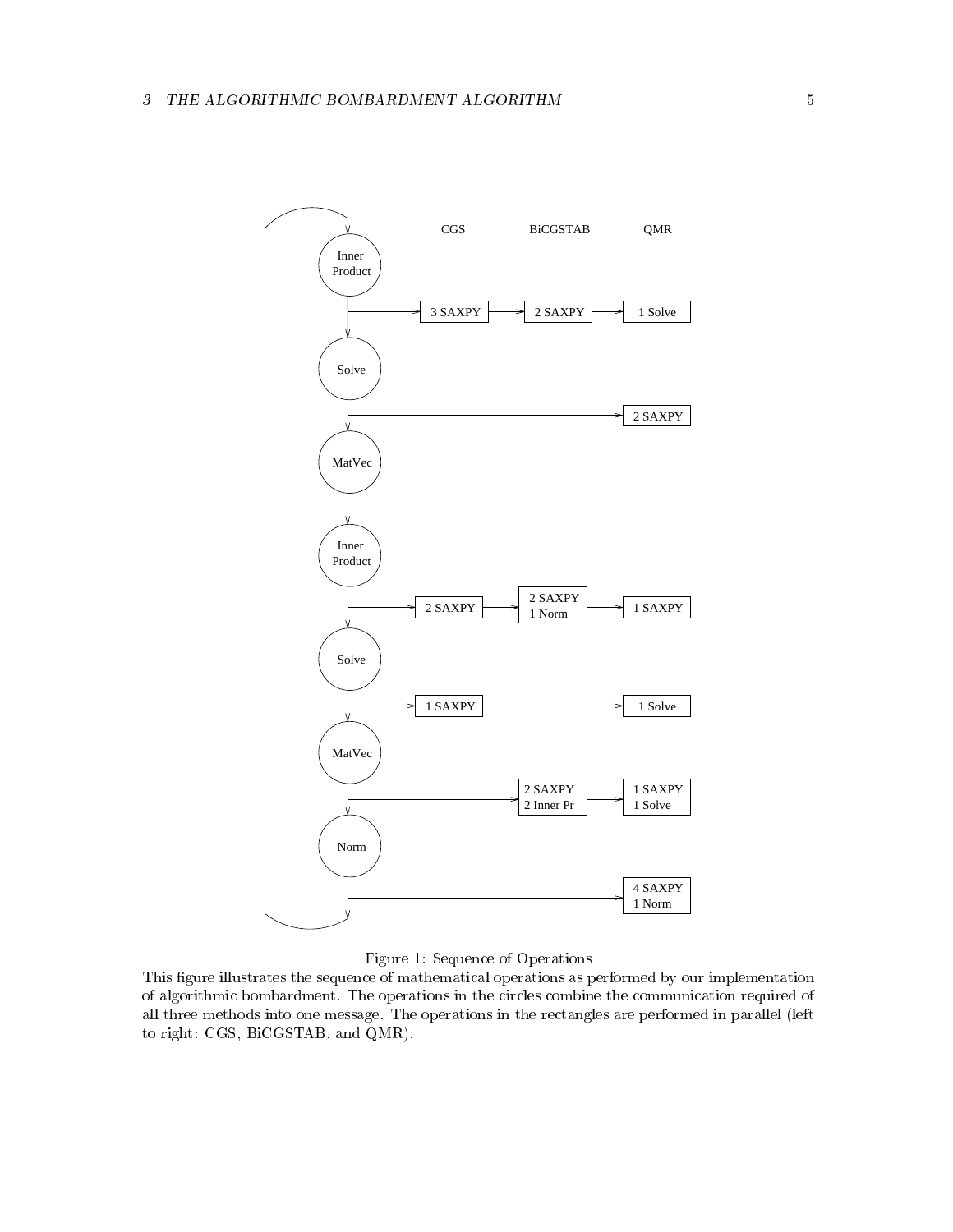| | CGS | BiCGSTAB | QMR |
|---|---|---|---|
| Inner Product | 3 SAXPY | 2 SAXPY | 1 Solve |
| Solve | | | 2 SAXPY |
| MatVec | | | |
| Inner Product | 2 SAXPY | 2 SAXPY, 1 Norm | 1 SAXPY |
| Solve | 1 SAXPY | | 1 Solve |
| MatVec | | 2 SAXPY, 2 Inner Pr | 1 SAXPY, 1 Solve |
| Norm | | | 4 SAXPY, 1 Norm |

Figure 1: Sequence of Operations

This figure illustrates the sequence of mathematical operations as performed by our implementation of algorithmic bombardment. The operations in the circles combine the communication required of all three methods into one message. The operations in the rectangles are performed in parallel (left to right: CGS, BiCGSTAB, and QMR).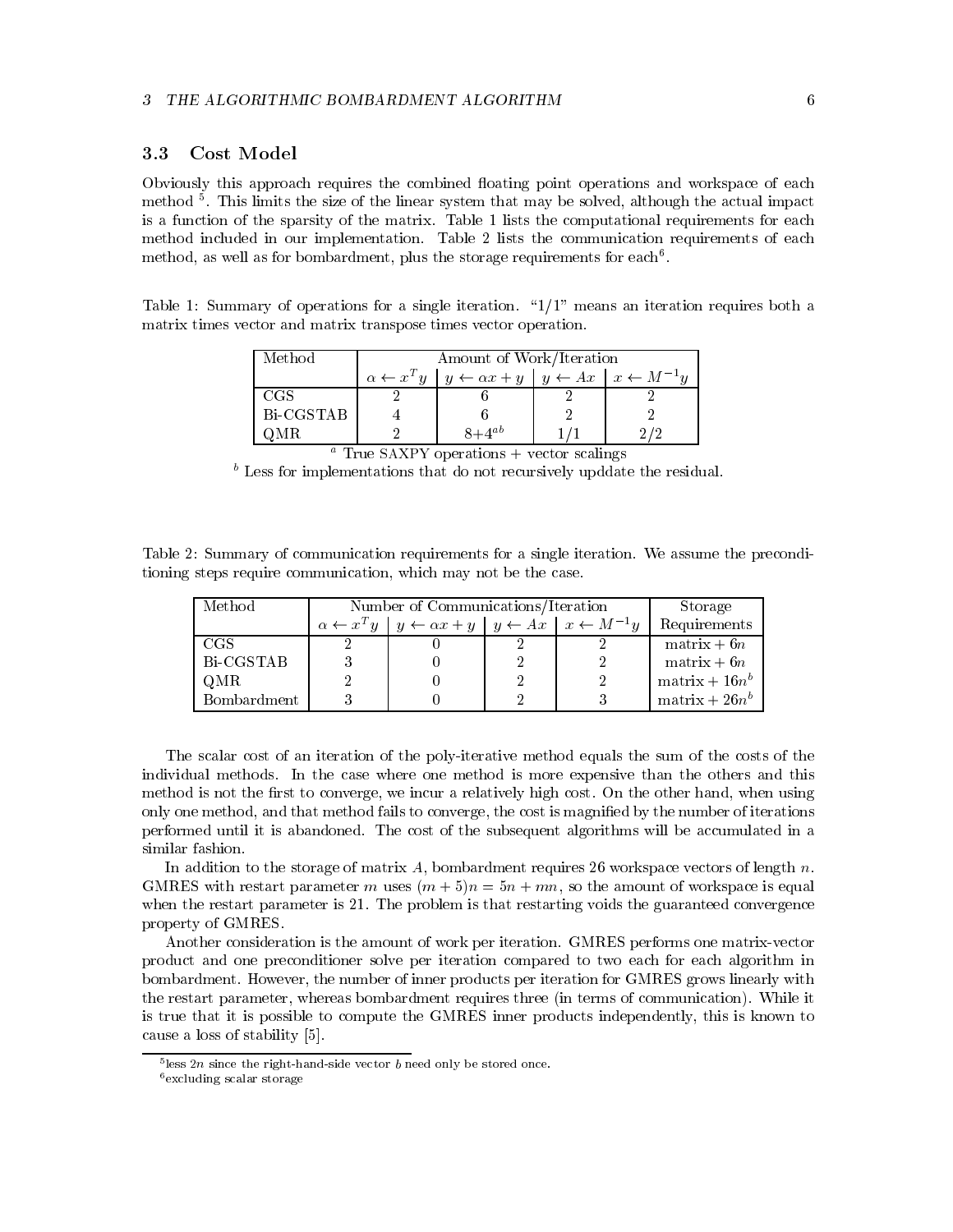### 3.3 Cost Model

Obviously this approach requires the combined floating point operations and workspace of each method [5]. This limits the size of the linear system that may be solved, although the actual impact is a function of the sparsity of the matrix. Table 1 lists the computational requirements for each method included in our implementation. Table 2 lists the communication requirements of each method, as well as for bombardment, plus the storage requirements for each[6].

Table 1: Summary of operations for a single iteration. "1/1" means an iteration requires both a matrix times vector and matrix transpose times vector operation.

| Method | Amount of Work/Iteration | | | |
|---|---|---|---|---|
| | $\alpha \leftarrow x^T y$ | $y \leftarrow \alpha x + y$ | $y \leftarrow Ax$ | $x \leftarrow M^{-1} y$ |
| CGS | 2 | 6 | 2 | 2 |
| Bi-CGSTAB | 4 | 6 | 2 | 2 |
| QMR | 2 | 8+4[ab] | 1/1 | 2/2 |

[a] True SAXPY operations + vector scalings

[b] Less for implementations that do not recursively upddate the residual.

Table 2: Summary of communication requirements for a single iteration. We assume the preconditioning steps require communication, which may not be the case.

| Method | Number of Communications/Iteration | | | | Storage Requirements |
|---|---|---|---|---|---|
| | $\alpha \leftarrow x^T y$ | $y \leftarrow \alpha x + y$ | $y \leftarrow Ax$ | $x \leftarrow M^{-1} y$ | |
| CGS | 2 | 0 | 2 | 2 | matrix + $6n$ |
| Bi-CGSTAB | 3 | 0 | 2 | 2 | matrix + $6n$ |
| QMR | 2 | 0 | 2 | 2 | matrix + $16n$[b] |
| Bombardment | 3 | 0 | 2 | 3 | matrix + $26n$[b] |

The scalar cost of an iteration of the poly-iterative method equals the sum of the costs of the individual methods. In the case where one method is more expensive than the others and this method is not the first to converge, we incur a relatively high cost. On the other hand, when using only one method, and that method fails to converge, the cost is magnified by the number of iterations performed until it is abandoned. The cost of the subsequent algorithms will be accumulated in a similar fashion.

In addition to the storage of matrix $A$, bombardment requires 26 workspace vectors of length $n$. GMRES with restart parameter $m$ uses $(m+5)n = 5n + mn$, so the amount of workspace is equal when the restart parameter is 21. The problem is that restarting voids the guaranteed convergence property of GMRES.

Another consideration is the amount of work per iteration. GMRES performs one matrix-vector product and one preconditioner solve per iteration compared to two each for each algorithm in bombardment. However, the number of inner products per iteration for GMRES grows linearly with the restart parameter, whereas bombardment requires three (in terms of communication). While it is true that it is possible to compute the GMRES inner products independently, this is known to cause a loss of stability [5].

[5] less $2n$ since the right-hand-side vector $b$ need only be stored once.

[6] excluding scalar storage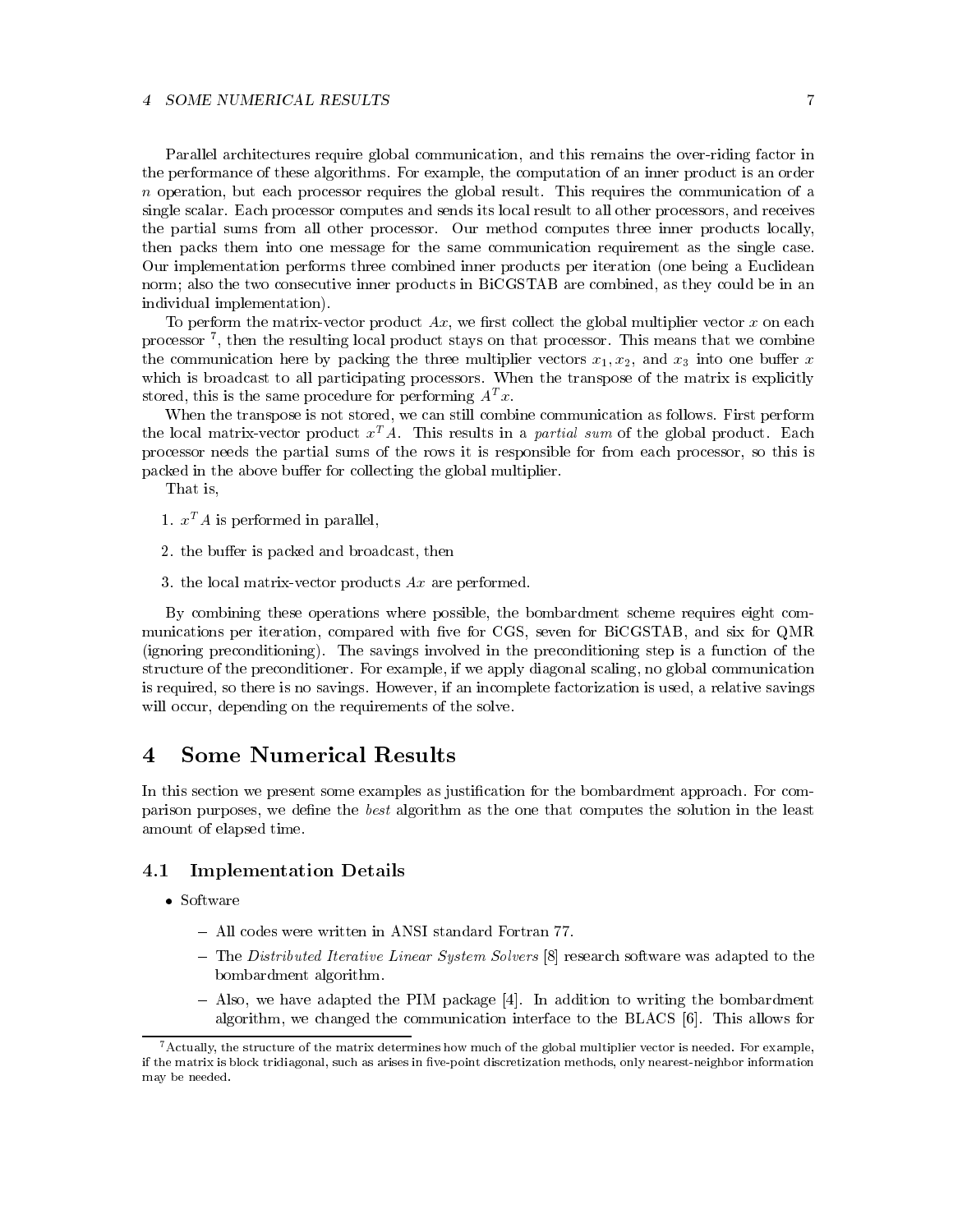Parallel architectures require global communication, and this remains the over-riding factor in the performance of these algorithms. For example, the computation of an inner product is an order $n$ operation, but each processor requires the global result. This requires the communication of a single scalar. Each processor computes and sends its local result to all other processors, and receives the partial sums from all other processor. Our method computes three inner products locally, then packs them into one message for the same communication requirement as the single case. Our implementation performs three combined inner products per iteration (one being a Euclidean norm; also the two consecutive inner products in BiCGSTAB are combined, as they could be in an individual implementation).

To perform the matrix-vector product $Ax$, we first collect the global multiplier vector $x$ on each processor [7], then the resulting local product stays on that processor. This means that we combine the communication here by packing the three multiplier vectors $x_1, x_2$, and $x_3$ into one buffer $x$ which is broadcast to all participating processors. When the transpose of the matrix is explicitly stored, this is the same procedure for performing $A^T x$.

When the transpose is not stored, we can still combine communication as follows. First perform the local matrix-vector product $x^T A$. This results in a *partial sum* of the global product. Each processor needs the partial sums of the rows it is responsible for from each processor, so this is packed in the above buffer for collecting the global multiplier.

That is,

1. $x^T A$ is performed in parallel,
2. the buffer is packed and broadcast, then
3. the local matrix-vector products $Ax$ are performed.

By combining these operations where possible, the bombardment scheme requires eight communications per iteration, compared with five for CGS, seven for BiCGSTAB, and six for QMR (ignoring preconditioning). The savings involved in the preconditioning step is a function of the structure of the preconditioner. For example, if we apply diagonal scaling, no global communication is required, so there is no savings. However, if an incomplete factorization is used, a relative savings will occur, depending on the requirements of the solve.

# 4 Some Numerical Results

In this section we present some examples as justification for the bombardment approach. For comparison purposes, we define the *best* algorithm as the one that computes the solution in the least amount of elapsed time.

## 4.1 Implementation Details

- Software
  - All codes were written in ANSI standard Fortran 77.
  - The *Distributed Iterative Linear System Solvers* [8] research software was adapted to the bombardment algorithm.
  - Also, we have adapted the PIM package [4]. In addition to writing the bombardment algorithm, we changed the communication interface to the BLACS [6]. This allows for

[7] Actually, the structure of the matrix determines how much of the global multiplier vector is needed. For example, if the matrix is block tridiagonal, such as arises in five-point discretization methods, only nearest-neighbor information may be needed.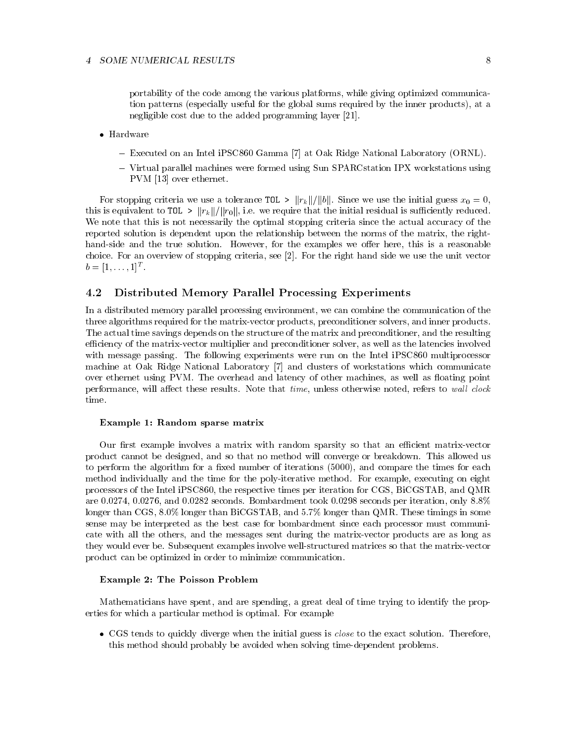portability of the code among the various platforms, while giving optimized communication patterns (especially useful for the global sums required by the inner products), at a negligible cost due to the added programming layer [21].

- Hardware
  - Executed on an Intel iPSC860 Gamma [7] at Oak Ridge National Laboratory (ORNL).
  - Virtual parallel machines were formed using Sun SPARCstation IPX workstations using PVM [13] over ethernet.

For stopping criteria we use a tolerance `TOL >` $\|r_k\|/\|b\|$. Since we use the initial guess $x_0 = 0$, this is equivalent to `TOL >` $\|r_k\|/\|r_0\|$, i.e. we require that the initial residual is sufficiently reduced. We note that this is not necessarily the optimal stopping criteria since the actual accuracy of the reported solution is dependent upon the relationship between the norms of the matrix, the right-hand-side and the true solution. However, for the examples we offer here, this is a reasonable choice. For an overview of stopping criteria, see [2]. For the right hand side we use the unit vector $b = [1, \ldots, 1]^T$.

## 4.2 Distributed Memory Parallel Processing Experiments

In a distributed memory parallel processing environment, we can combine the communication of the three algorithms required for the matrix-vector products, preconditioner solvers, and inner products. The actual time savings depends on the structure of the matrix and preconditioner, and the resulting efficiency of the matrix-vector multiplier and preconditioner solver, as well as the latencies involved with message passing. The following experiments were run on the Intel iPSC860 multiprocessor machine at Oak Ridge National Laboratory [7] and clusters of workstations which communicate over ethernet using PVM. The overhead and latency of other machines, as well as floating point performance, will affect these results. Note that *time*, unless otherwise noted, refers to *wall clock* time.

**Example 1: Random sparse matrix**

Our first example involves a matrix with random sparsity so that an efficient matrix-vector product cannot be designed, and so that no method will converge or breakdown. This allowed us to perform the algorithm for a fixed number of iterations (5000), and compare the times for each method individually and the time for the poly-iterative method. For example, executing on eight processors of the Intel iPSC860, the respective times per iteration for CGS, BiCGSTAB, and QMR are 0.0274, 0.0276, and 0.0282 seconds. Bombardment took 0.0298 seconds per iteration, only 8.8% longer than CGS, 8.0% longer than BiCGSTAB, and 5.7% longer than QMR. These timings in some sense may be interpreted as the best case for bombardment since each processor must communicate with all the others, and the messages sent during the matrix-vector products are as long as they would ever be. Subsequent examples involve well-structured matrices so that the matrix-vector product can be optimized in order to minimize communication.

**Example 2: The Poisson Problem**

Mathematicians have spent, and are spending, a great deal of time trying to identify the properties for which a particular method is optimal. For example

- CGS tends to quickly diverge when the initial guess is *close* to the exact solution. Therefore, this method should probably be avoided when solving time-dependent problems.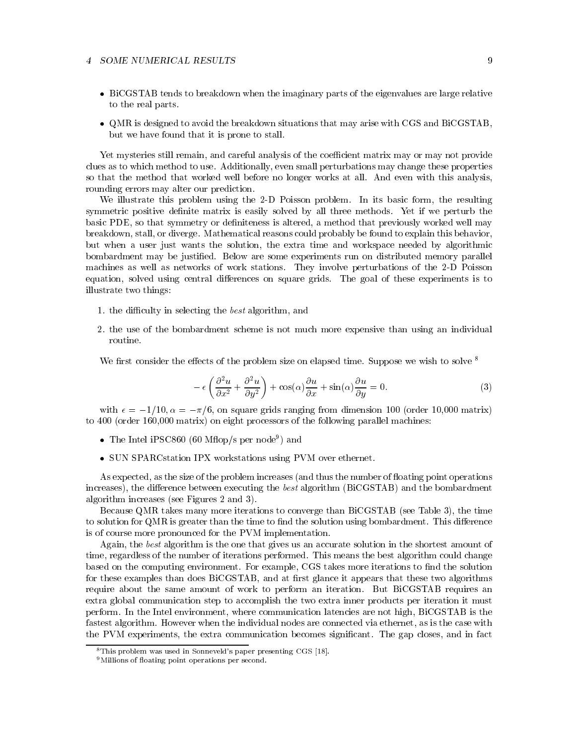- BiCGSTAB tends to breakdown when the imaginary parts of the eigenvalues are large relative to the real parts.
- QMR is designed to avoid the breakdown situations that may arise with CGS and BiCGSTAB, but we have found that it is prone to stall.

Yet mysteries still remain, and careful analysis of the coefficient matrix may or may not provide clues as to which method to use. Additionally, even small perturbations may change these properties so that the method that worked well before no longer works at all. And even with this analysis, rounding errors may alter our prediction.

We illustrate this problem using the 2-D Poisson problem. In its basic form, the resulting symmetric positive definite matrix is easily solved by all three methods. Yet if we perturb the basic PDE, so that symmetry or definiteness is altered, a method that previously worked well may breakdown, stall, or diverge. Mathematical reasons could probably be found to explain this behavior, but when a user just wants the solution, the extra time and workspace needed by algorithmic bombardment may be justified. Below are some experiments run on distributed memory parallel machines as well as networks of work stations. They involve perturbations of the 2-D Poisson equation, solved using central differences on square grids. The goal of these experiments is to illustrate two things:

1. the difficulty in selecting the *best* algorithm, and
2. the use of the bombardment scheme is not much more expensive than using an individual routine.

We first consider the effects of the problem size on elapsed time. Suppose we wish to solve [8]

$$-\epsilon\left(\frac{\partial^2 u}{\partial x^2}+\frac{\partial^2 u}{\partial y^2}\right)+\cos(\alpha)\frac{\partial u}{\partial x}+\sin(\alpha)\frac{\partial u}{\partial y}=0. \tag{3}$$

with $\epsilon = -1/10$, $\alpha = -\pi/6$, on square grids ranging from dimension 100 (order 10,000 matrix) to 400 (order 160,000 matrix) on eight processors of the following parallel machines:

- The Intel iPSC860 (60 Mflop/s per node[9]) and
- SUN SPARCstation IPX workstations using PVM over ethernet.

As expected, as the size of the problem increases (and thus the number of floating point operations increases), the difference between executing the *best* algorithm (BiCGSTAB) and the bombardment algorithm increases (see Figures 2 and 3).

Because QMR takes many more iterations to converge than BiCGSTAB (see Table 3), the time to solution for QMR is greater than the time to find the solution using bombardment. This difference is of course more pronounced for the PVM implementation.

Again, the *best* algorithm is the one that gives us an accurate solution in the shortest amount of time, regardless of the number of iterations performed. This means the best algorithm could change based on the computing environment. For example, CGS takes more iterations to find the solution for these examples than does BiCGSTAB, and at first glance it appears that these two algorithms require about the same amount of work to perform an iteration. But BiCGSTAB requires an extra global communication step to accomplish the two extra inner products per iteration it must perform. In the Intel environment, where communication latencies are not high, BiCGSTAB is the fastest algorithm. However when the individual nodes are connected via ethernet, as is the case with the PVM experiments, the extra communication becomes significant. The gap closes, and in fact

[8] This problem was used in Sonneveld's paper presenting CGS [18].

[9] Millions of floating point operations per second.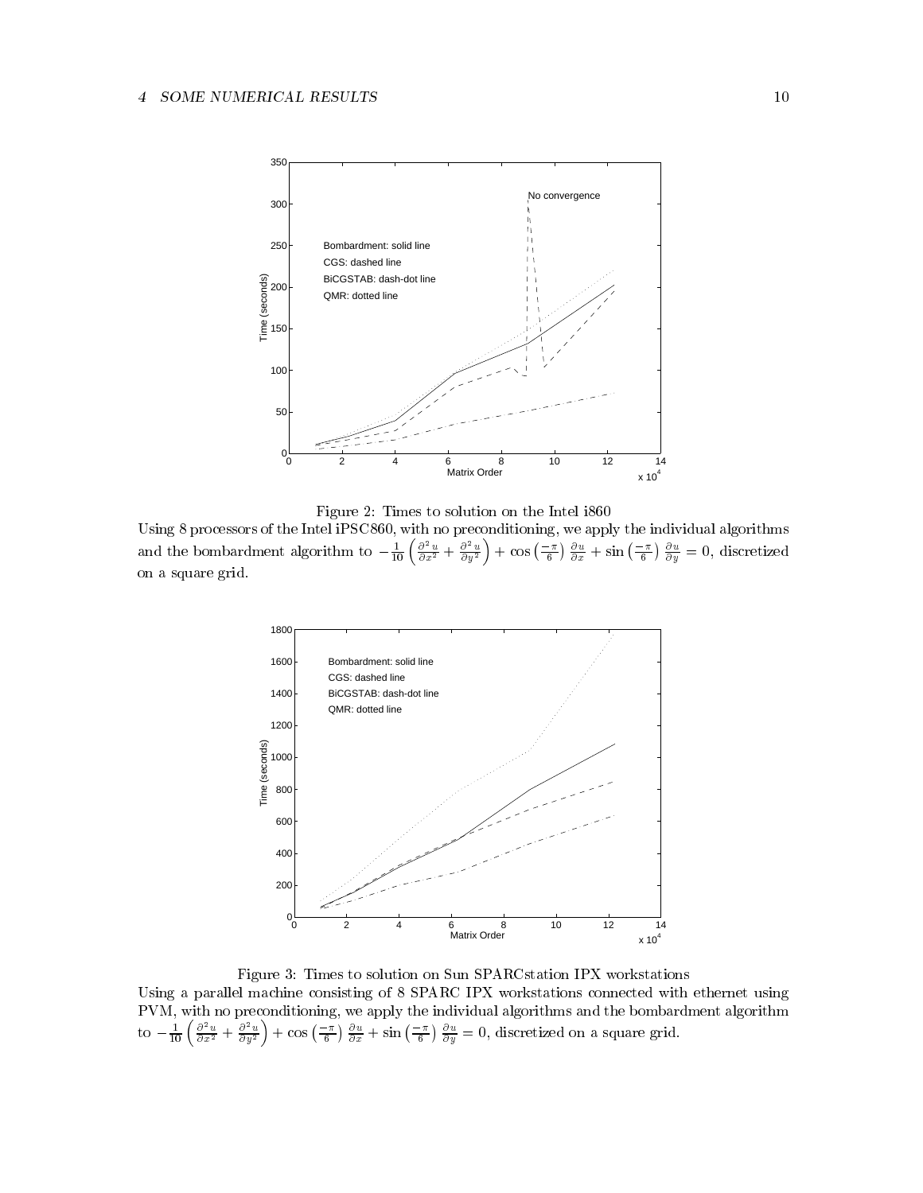Figure 2: Times to solution on the Intel i860

Using 8 processors of the Intel iPSC860, with no preconditioning, we apply the individual algorithms and the bombardment algorithm to $-\frac{1}{10}\left(\frac{\partial^2 u}{\partial x^2} + \frac{\partial^2 u}{\partial y^2}\right) + \cos\left(\frac{-\pi}{6}\right)\frac{\partial u}{\partial x} + \sin\left(\frac{-\pi}{6}\right)\frac{\partial u}{\partial y} = 0$, discretized on a square grid.

Figure 3: Times to solution on Sun SPARCstation IPX workstations

Using a parallel machine consisting of 8 SPARC IPX workstations connected with ethernet using PVM, with no preconditioning, we apply the individual algorithms and the bombardment algorithm to $-\frac{1}{10}\left(\frac{\partial^2 u}{\partial x^2} + \frac{\partial^2 u}{\partial y^2}\right) + \cos\left(\frac{-\pi}{6}\right)\frac{\partial u}{\partial x} + \sin\left(\frac{-\pi}{6}\right)\frac{\partial u}{\partial y} = 0$, discretized on a square grid.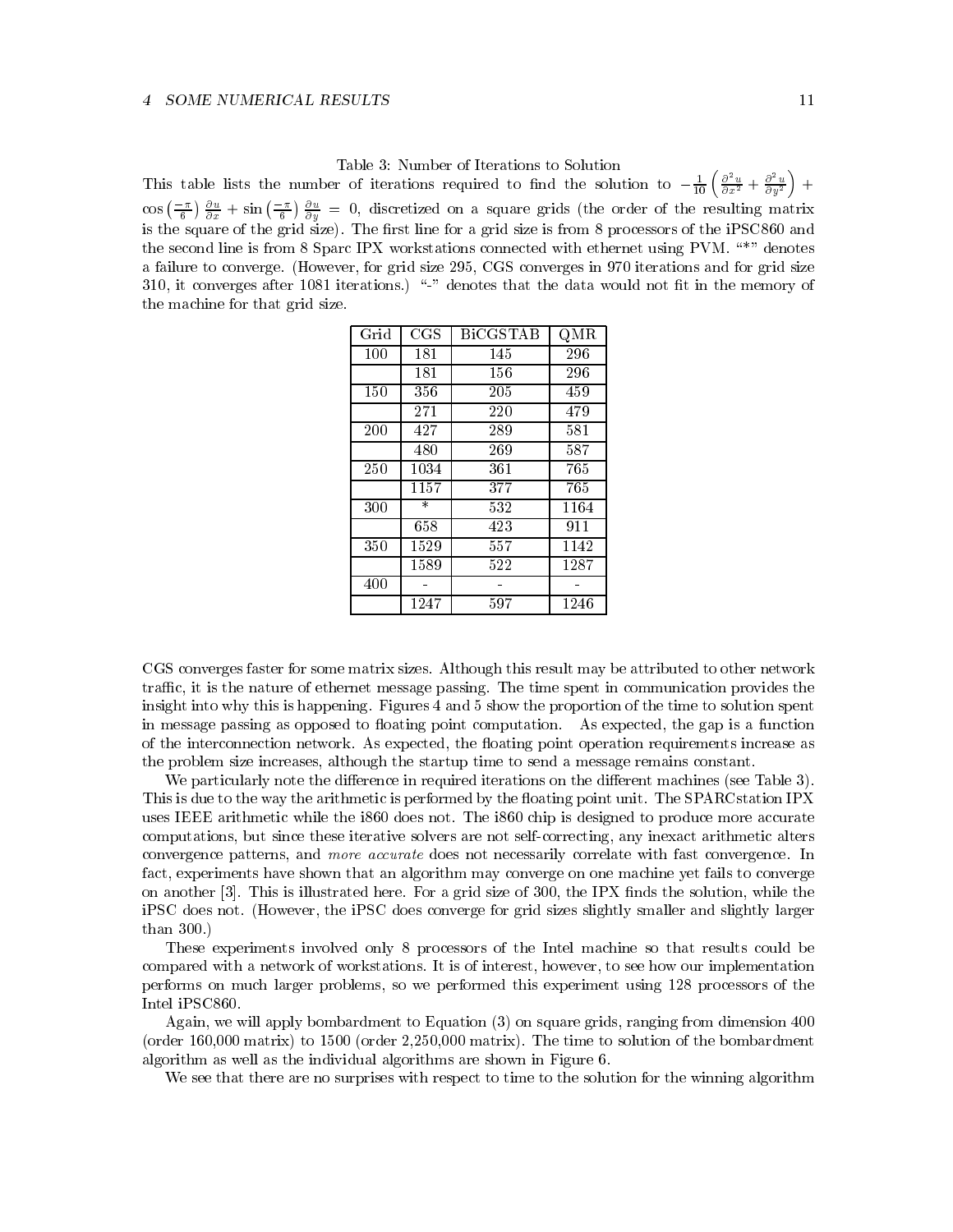Table 3: Number of Iterations to Solution

This table lists the number of iterations required to find the solution to $-\frac{1}{10}\left(\frac{\partial^2 u}{\partial x^2} + \frac{\partial^2 u}{\partial y^2}\right) + \cos\left(\frac{-\pi}{6}\right)\frac{\partial u}{\partial x} + \sin\left(\frac{-\pi}{6}\right)\frac{\partial u}{\partial y} = 0$, discretized on a square grids (the order of the resulting matrix is the square of the grid size). The first line for a grid size is from 8 processors of the iPSC860 and the second line is from 8 Sparc IPX workstations connected with ethernet using PVM. "*" denotes a failure to converge. (However, for grid size 295, CGS converges in 970 iterations and for grid size 310, it converges after 1081 iterations.) "-" denotes that the data would not fit in the memory of the machine for that grid size.

| Grid | CGS | BiCGSTAB | QMR |
|---|---|---|---|
| 100 | 181 | 145 | 296 |
| | 181 | 156 | 296 |
| 150 | 356 | 205 | 459 |
| | 271 | 220 | 479 |
| 200 | 427 | 289 | 581 |
| | 480 | 269 | 587 |
| 250 | 1034 | 361 | 765 |
| | 1157 | 377 | 765 |
| 300 | * | 532 | 1164 |
| | 658 | 423 | 911 |
| 350 | 1529 | 557 | 1142 |
| | 1589 | 522 | 1287 |
| 400 | - | - | - |
| | 1247 | 597 | 1246 |

CGS converges faster for some matrix sizes. Although this result may be attributed to other network traffic, it is the nature of ethernet message passing. The time spent in communication provides the insight into why this is happening. Figures 4 and 5 show the proportion of the time to solution spent in message passing as opposed to floating point computation. As expected, the gap is a function of the interconnection network. As expected, the floating point operation requirements increase as the problem size increases, although the startup time to send a message remains constant.

We particularly note the difference in required iterations on the different machines (see Table 3). This is due to the way the arithmetic is performed by the floating point unit. The SPARCstation IPX uses IEEE arithmetic while the i860 does not. The i860 chip is designed to produce more accurate computations, but since these iterative solvers are not self-correcting, any inexact arithmetic alters convergence patterns, and *more accurate* does not necessarily correlate with fast convergence. In fact, experiments have shown that an algorithm may converge on one machine yet fails to converge on another [3]. This is illustrated here. For a grid size of 300, the IPX finds the solution, while the iPSC does not. (However, the iPSC does converge for grid sizes slightly smaller and slightly larger than 300.)

These experiments involved only 8 processors of the Intel machine so that results could be compared with a network of workstations. It is of interest, however, to see how our implementation performs on much larger problems, so we performed this experiment using 128 processors of the Intel iPSC860.

Again, we will apply bombardment to Equation (3) on square grids, ranging from dimension 400 (order 160,000 matrix) to 1500 (order 2,250,000 matrix). The time to solution of the bombardment algorithm as well as the individual algorithms are shown in Figure 6.

We see that there are no surprises with respect to time to the solution for the winning algorithm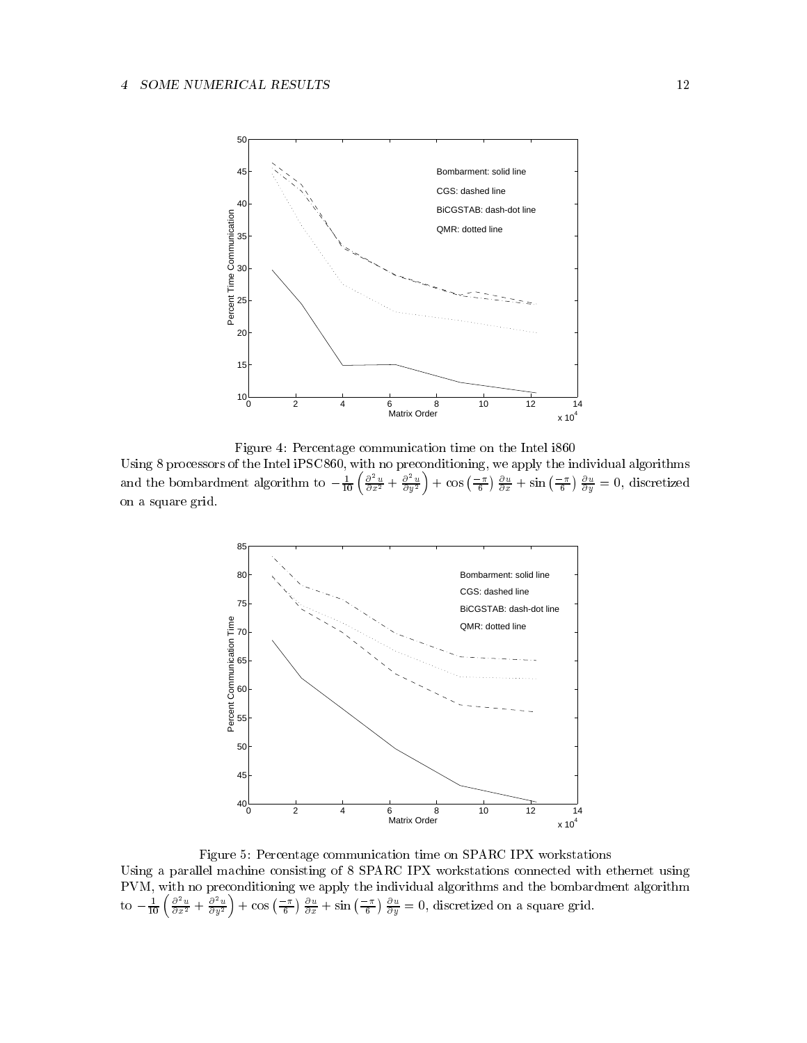Figure 4: Percentage communication time on the Intel i860

Using 8 processors of the Intel iPSC860, with no preconditioning, we apply the individual algorithms and the bombardment algorithm to $-\frac{1}{10}\left(\frac{\partial^2 u}{\partial x^2}+\frac{\partial^2 u}{\partial y^2}\right)+\cos\left(\frac{-\pi}{6}\right)\frac{\partial u}{\partial x}+\sin\left(\frac{-\pi}{6}\right)\frac{\partial u}{\partial y}=0$, discretized on a square grid.

Figure 5: Percentage communication time on SPARC IPX workstations

Using a parallel machine consisting of 8 SPARC IPX workstations connected with ethernet using PVM, with no preconditioning we apply the individual algorithms and the bombardment algorithm to $-\frac{1}{10}\left(\frac{\partial^2 u}{\partial x^2}+\frac{\partial^2 u}{\partial y^2}\right)+\cos\left(\frac{-\pi}{6}\right)\frac{\partial u}{\partial x}+\sin\left(\frac{-\pi}{6}\right)\frac{\partial u}{\partial y}=0$, discretized on a square grid.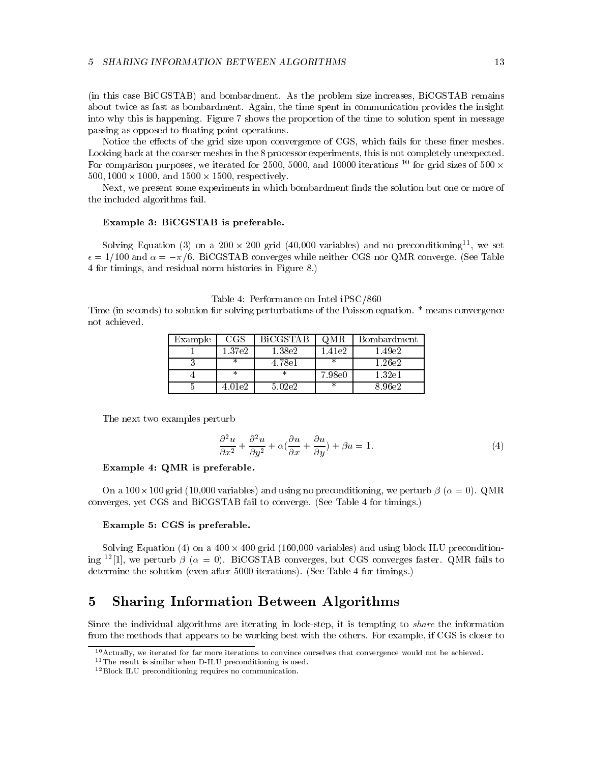(in this case BiCGSTAB) and bombardment. As the problem size increases, BiCGSTAB remains about twice as fast as bombardment. Again, the time spent in communication provides the insight into why this is happening. Figure 7 shows the proportion of the time to solution spent in message passing as opposed to floating point operations.

Notice the effects of the grid size upon convergence of CGS, which fails for these finer meshes. Looking back at the coarser meshes in the 8 processor experiments, this is not completely unexpected. For comparison purposes, we iterated for 2500, 5000, and 10000 iterations [10] for grid sizes of $500 \times 500$, $1000 \times 1000$, and $1500 \times 1500$, respectively.

Next, we present some experiments in which bombardment finds the solution but one or more of the included algorithms fail.

**Example 3: BiCGSTAB is preferable.**

Solving Equation (3) on a $200 \times 200$ grid (40,000 variables) and no preconditioning[11], we set $\epsilon = 1/100$ and $\alpha = -\pi/6$. BiCGSTAB converges while neither CGS nor QMR converge. (See Table 4 for timings, and residual norm histories in Figure 8.)

Table 4: Performance on Intel iPSC/860
Time (in seconds) to solution for solving perturbations of the Poisson equation. * means convergence not achieved.

| Example | CGS | BiCGSTAB | QMR | Bombardment |
|---|---|---|---|---|
| 1 | 1.37e2 | 1.38e2 | 1.41e2 | 1.49e2 |
| 3 | * | 4.78e1 | * | 1.26e2 |
| 4 | * | * | 7.98e0 | 1.32e1 |
| 5 | 4.01e2 | 5.02e2 | * | 8.96e2 |

The next two examples perturb

$$\frac{\partial^2 u}{\partial x^2} + \frac{\partial^2 u}{\partial y^2} + \alpha\left(\frac{\partial u}{\partial x} + \frac{\partial u}{\partial y}\right) + \beta u = 1. \tag{4}$$

**Example 4: QMR is preferable.**

On a $100 \times 100$ grid (10,000 variables) and using no preconditioning, we perturb $\beta$ ($\alpha = 0$). QMR converges, yet CGS and BiCGSTAB fail to converge. (See Table 4 for timings.)

**Example 5: CGS is preferable.**

Solving Equation (4) on a $400 \times 400$ grid (160,000 variables) and using block ILU preconditioning [12][1], we perturb $\beta$ ($\alpha = 0$). BiCGSTAB converges, but CGS converges faster. QMR fails to determine the solution (even after 5000 iterations). (See Table 4 for timings.)

## 5 Sharing Information Between Algorithms

Since the individual algorithms are iterating in lock-step, it is tempting to *share* the information from the methods that appears to be working best with the others. For example, if CGS is closer to

[10] Actually, we iterated for far more iterations to convince ourselves that convergence would not be achieved.

[11] The result is similar when D-ILU preconditioning is used.

[12] Block ILU preconditioning requires no communication.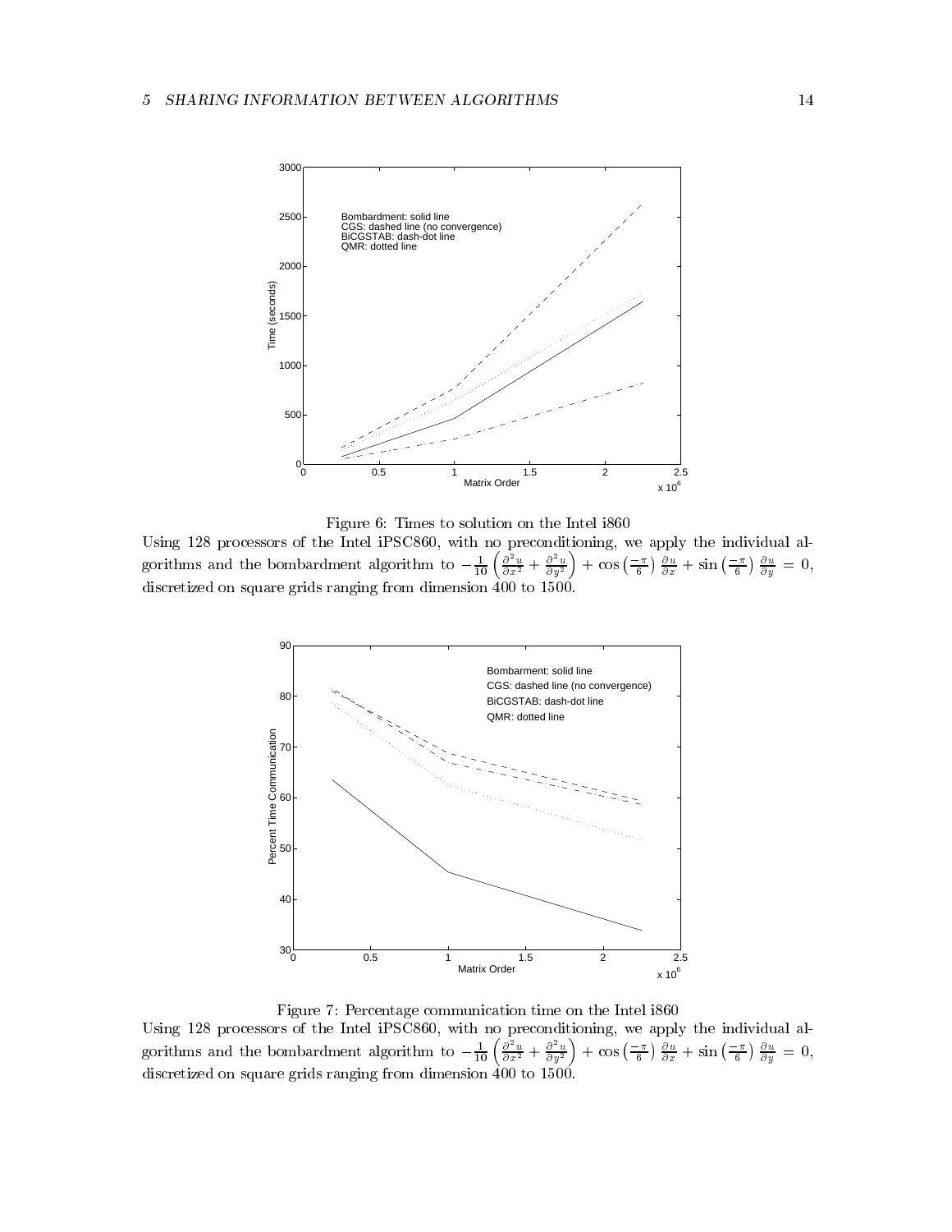Figure 6: Times to solution on the Intel i860

Using 128 processors of the Intel iPSC860, with no preconditioning, we apply the individual algorithms and the bombardment algorithm to $-\frac{1}{10}\left(\frac{\partial^2 u}{\partial x^2}+\frac{\partial^2 u}{\partial y^2}\right)+\cos\left(\frac{-\pi}{6}\right)\frac{\partial u}{\partial x}+\sin\left(\frac{-\pi}{6}\right)\frac{\partial u}{\partial y}=0$, discretized on square grids ranging from dimension 400 to 1500.

Figure 7: Percentage communication time on the Intel i860

Using 128 processors of the Intel iPSC860, with no preconditioning, we apply the individual algorithms and the bombardment algorithm to $-\frac{1}{10}\left(\frac{\partial^2 u}{\partial x^2}+\frac{\partial^2 u}{\partial y^2}\right)+\cos\left(\frac{-\pi}{6}\right)\frac{\partial u}{\partial x}+\sin\left(\frac{-\pi}{6}\right)\frac{\partial u}{\partial y}=0$, discretized on square grids ranging from dimension 400 to 1500.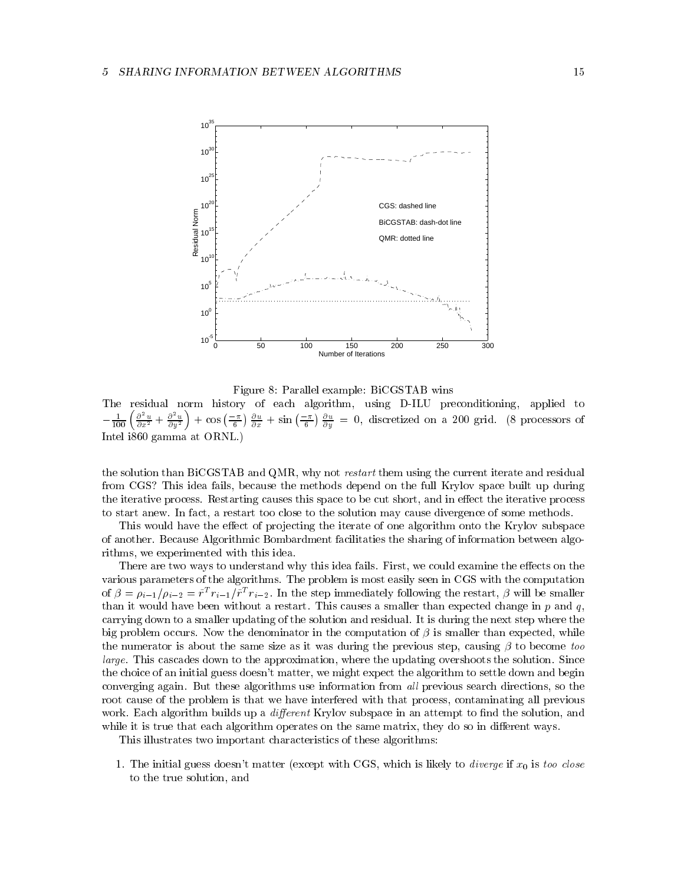Figure 8: Parallel example: BiCGSTAB wins

The residual norm history of each algorithm, using D-ILU preconditioning, applied to $-\frac{1}{100}\left(\frac{\partial^2 u}{\partial x^2} + \frac{\partial^2 u}{\partial y^2}\right) + \cos\left(\frac{-\pi}{6}\right)\frac{\partial u}{\partial x} + \sin\left(\frac{-\pi}{6}\right)\frac{\partial u}{\partial y} = 0$, discretized on a 200 grid. (8 processors of Intel i860 gamma at ORNL.)

the solution than BiCGSTAB and QMR, why not *restart* them using the current iterate and residual from CGS? This idea fails, because the methods depend on the full Krylov space built up during the iterative process. Restarting causes this space to be cut short, and in effect the iterative process to start anew. In fact, a restart too close to the solution may cause divergence of some methods.

This would have the effect of projecting the iterate of one algorithm onto the Krylov subspace of another. Because Algorithmic Bombardment facilitaties the sharing of information between algorithms, we experimented with this idea.

There are two ways to understand why this idea fails. First, we could examine the effects on the various parameters of the algorithms. The problem is most easily seen in CGS with the computation of $\beta = \rho_{i-1}/\rho_{i-2} = \bar{r}^T r_{i-1}/\bar{r}^T r_{i-2}$. In the step immediately following the restart, $\beta$ will be smaller than it would have been without a restart. This causes a smaller than expected change in $p$ and $q$, carrying down to a smaller updating of the solution and residual. It is during the next step where the big problem occurs. Now the denominator in the computation of $\beta$ is smaller than expected, while the numerator is about the same size as it was during the previous step, causing $\beta$ to become *too large*. This cascades down to the approximation, where the updating overshoots the solution. Since the choice of an initial guess doesn't matter, we might expect the algorithm to settle down and begin converging again. But these algorithms use information from *all* previous search directions, so the root cause of the problem is that we have interfered with that process, contaminating all previous work. Each algorithm builds up a *different* Krylov subspace in an attempt to find the solution, and while it is true that each algorithm operates on the same matrix, they do so in different ways.

This illustrates two important characteristics of these algorithms:

1. The initial guess doesn't matter (except with CGS, which is likely to *diverge* if $x_0$ is *too close* to the true solution, and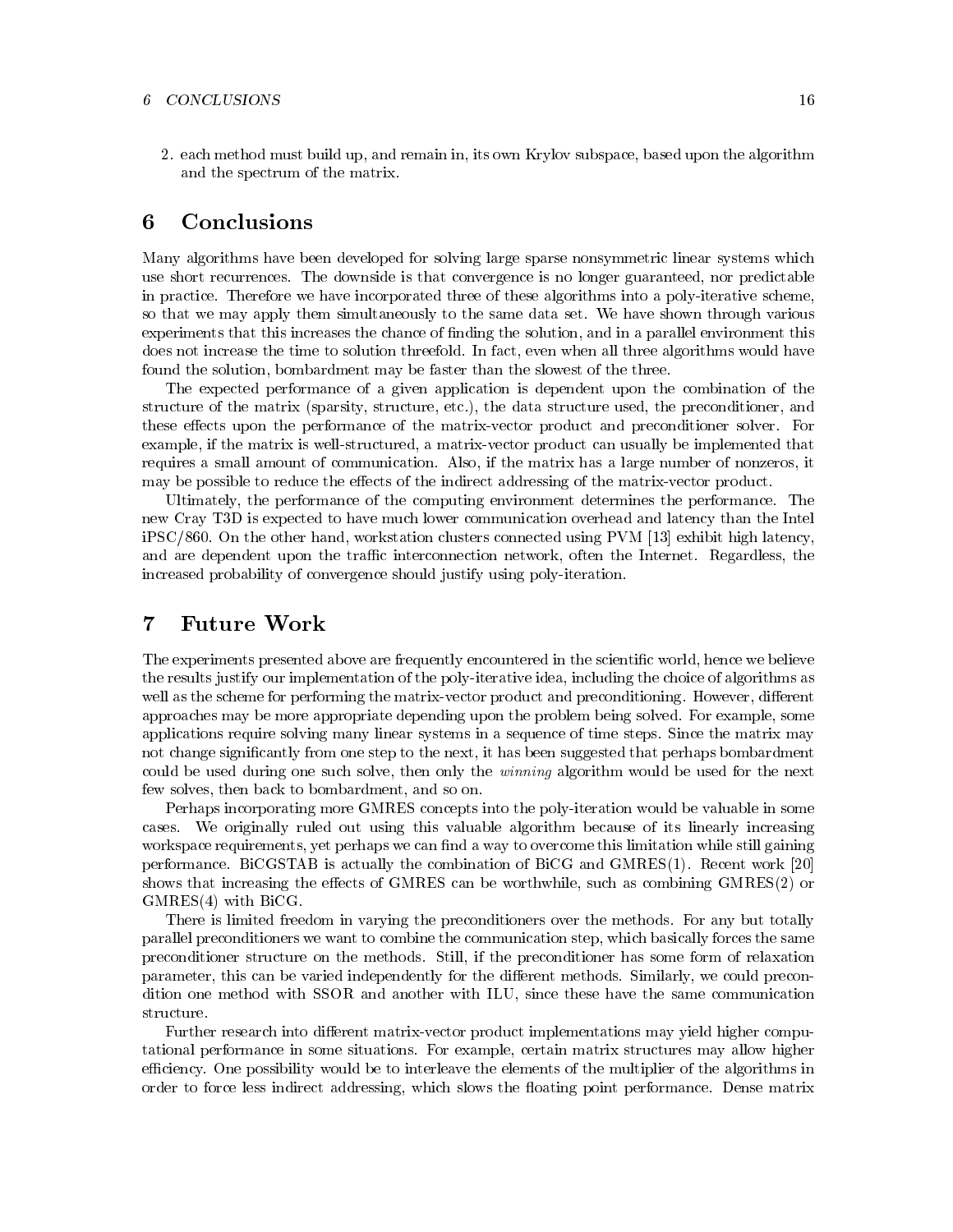2. each method must build up, and remain in, its own Krylov subspace, based upon the algorithm and the spectrum of the matrix.

# 6 Conclusions

Many algorithms have been developed for solving large sparse nonsymmetric linear systems which use short recurrences. The downside is that convergence is no longer guaranteed, nor predictable in practice. Therefore we have incorporated three of these algorithms into a poly-iterative scheme, so that we may apply them simultaneously to the same data set. We have shown through various experiments that this increases the chance of finding the solution, and in a parallel environment this does not increase the time to solution threefold. In fact, even when all three algorithms would have found the solution, bombardment may be faster than the slowest of the three.

The expected performance of a given application is dependent upon the combination of the structure of the matrix (sparsity, structure, etc.), the data structure used, the preconditioner, and these effects upon the performance of the matrix-vector product and preconditioner solver. For example, if the matrix is well-structured, a matrix-vector product can usually be implemented that requires a small amount of communication. Also, if the matrix has a large number of nonzeros, it may be possible to reduce the effects of the indirect addressing of the matrix-vector product.

Ultimately, the performance of the computing environment determines the performance. The new Cray T3D is expected to have much lower communication overhead and latency than the Intel iPSC/860. On the other hand, workstation clusters connected using PVM [13] exhibit high latency, and are dependent upon the traffic interconnection network, often the Internet. Regardless, the increased probability of convergence should justify using poly-iteration.

# 7 Future Work

The experiments presented above are frequently encountered in the scientific world, hence we believe the results justify our implementation of the poly-iterative idea, including the choice of algorithms as well as the scheme for performing the matrix-vector product and preconditioning. However, different approaches may be more appropriate depending upon the problem being solved. For example, some applications require solving many linear systems in a sequence of time steps. Since the matrix may not change significantly from one step to the next, it has been suggested that perhaps bombardment could be used during one such solve, then only the *winning* algorithm would be used for the next few solves, then back to bombardment, and so on.

Perhaps incorporating more GMRES concepts into the poly-iteration would be valuable in some cases. We originally ruled out using this valuable algorithm because of its linearly increasing workspace requirements, yet perhaps we can find a way to overcome this limitation while still gaining performance. BiCGSTAB is actually the combination of BiCG and GMRES(1). Recent work [20] shows that increasing the effects of GMRES can be worthwhile, such as combining GMRES(2) or GMRES(4) with BiCG.

There is limited freedom in varying the preconditioners over the methods. For any but totally parallel preconditioners we want to combine the communication step, which basically forces the same preconditioner structure on the methods. Still, if the preconditioner has some form of relaxation parameter, this can be varied independently for the different methods. Similarly, we could precondition one method with SSOR and another with ILU, since these have the same communication structure.

Further research into different matrix-vector product implementations may yield higher computational performance in some situations. For example, certain matrix structures may allow higher efficiency. One possibility would be to interleave the elements of the multiplier of the algorithms in order to force less indirect addressing, which slows the floating point performance. Dense matrix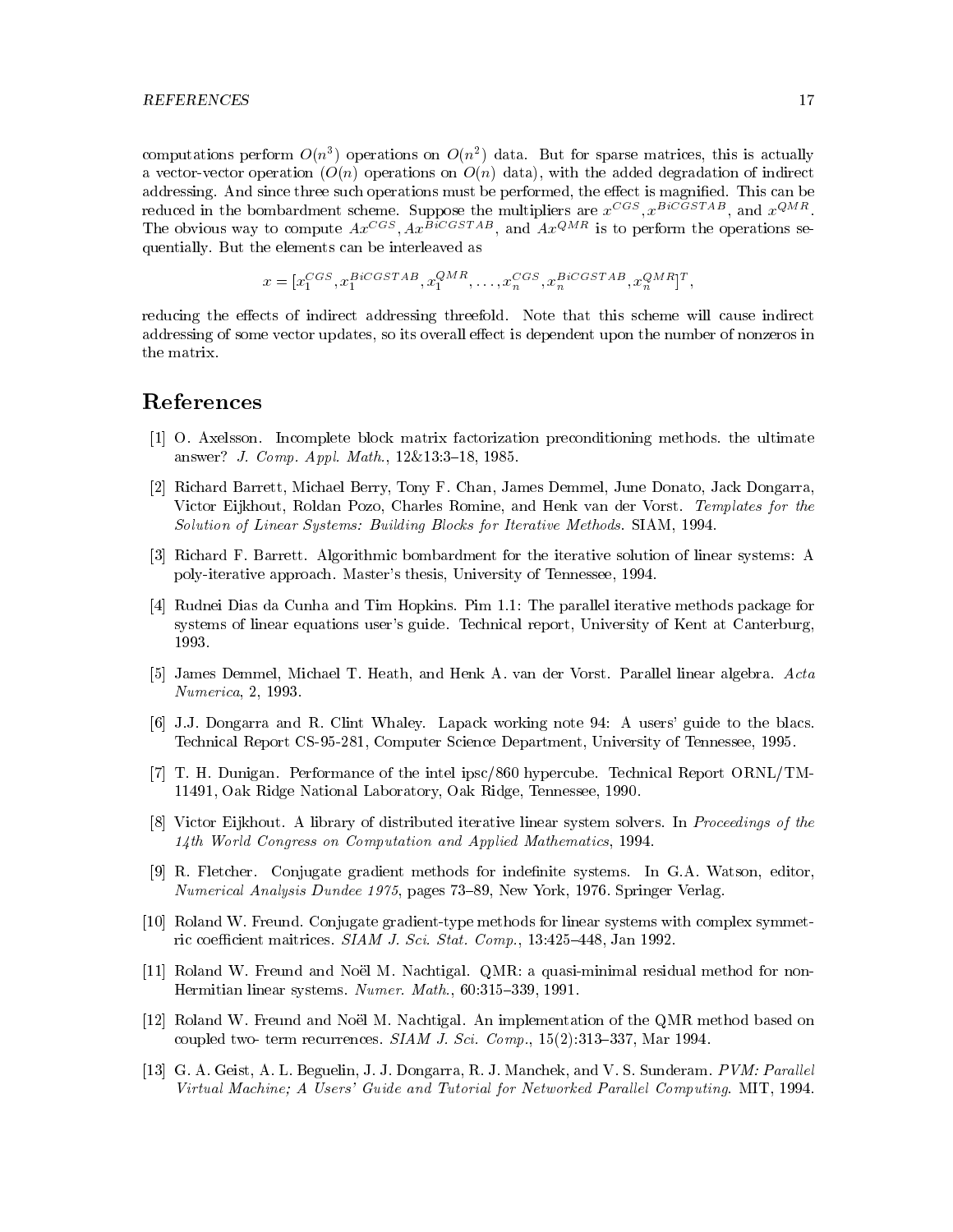computations perform $O(n^3)$ operations on $O(n^2)$ data. But for sparse matrices, this is actually a vector-vector operation ($O(n)$ operations on $O(n)$ data), with the added degradation of indirect addressing. And since three such operations must be performed, the effect is magnified. This can be reduced in the bombardment scheme. Suppose the multipliers are $x^{CGS}, x^{BiCGSTAB}$, and $x^{QMR}$. The obvious way to compute $Ax^{CGS}, Ax^{BiCGSTAB}$, and $Ax^{QMR}$ is to perform the operations sequentially. But the elements can be interleaved as

$$x = [x_1^{CGS}, x_1^{BiCGSTAB}, x_1^{QMR}, \ldots, x_n^{CGS}, x_n^{BiCGSTAB}, x_n^{QMR}]^T,$$

reducing the effects of indirect addressing threefold. Note that this scheme will cause indirect addressing of some vector updates, so its overall effect is dependent upon the number of nonzeros in the matrix.

# References

[1] O. Axelsson. Incomplete block matrix factorization preconditioning methods. the ultimate answer? *J. Comp. Appl. Math.*, 12&13:3–18, 1985.

[2] Richard Barrett, Michael Berry, Tony F. Chan, James Demmel, June Donato, Jack Dongarra, Victor Eijkhout, Roldan Pozo, Charles Romine, and Henk van der Vorst. *Templates for the Solution of Linear Systems: Building Blocks for Iterative Methods*. SIAM, 1994.

[3] Richard F. Barrett. Algorithmic bombardment for the iterative solution of linear systems: A poly-iterative approach. Master's thesis, University of Tennessee, 1994.

[4] Rudnei Dias da Cunha and Tim Hopkins. Pim 1.1: The parallel iterative methods package for systems of linear equations user's guide. Technical report, University of Kent at Canterburg, 1993.

[5] James Demmel, Michael T. Heath, and Henk A. van der Vorst. Parallel linear algebra. *Acta Numerica*, 2, 1993.

[6] J.J. Dongarra and R. Clint Whaley. Lapack working note 94: A users' guide to the blacs. Technical Report CS-95-281, Computer Science Department, University of Tennessee, 1995.

[7] T. H. Dunigan. Performance of the intel ipsc/860 hypercube. Technical Report ORNL/TM-11491, Oak Ridge National Laboratory, Oak Ridge, Tennessee, 1990.

[8] Victor Eijkhout. A library of distributed iterative linear system solvers. In *Proceedings of the 14th World Congress on Computation and Applied Mathematics*, 1994.

[9] R. Fletcher. Conjugate gradient methods for indefinite systems. In G.A. Watson, editor, *Numerical Analysis Dundee 1975*, pages 73–89, New York, 1976. Springer Verlag.

[10] Roland W. Freund. Conjugate gradient-type methods for linear systems with complex symmetric coefficient maitrices. *SIAM J. Sci. Stat. Comp.*, 13:425–448, Jan 1992.

[11] Roland W. Freund and Noël M. Nachtigal. QMR: a quasi-minimal residual method for non-Hermitian linear systems. *Numer. Math.*, 60:315–339, 1991.

[12] Roland W. Freund and Noël M. Nachtigal. An implementation of the QMR method based on coupled two- term recurrences. *SIAM J. Sci. Comp.*, 15(2):313–337, Mar 1994.

[13] G. A. Geist, A. L. Beguelin, J. J. Dongarra, R. J. Manchek, and V. S. Sunderam. *PVM: Parallel Virtual Machine; A Users' Guide and Tutorial for Networked Parallel Computing*. MIT, 1994.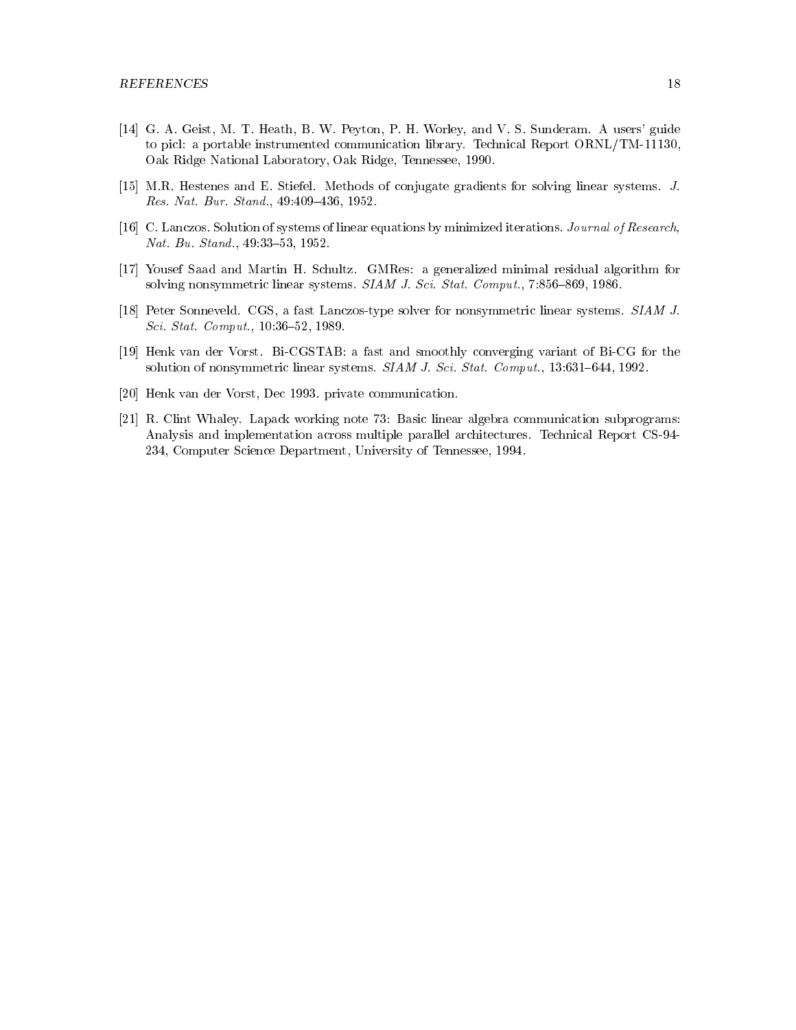[14] G. A. Geist, M. T. Heath, B. W. Peyton, P. H. Worley, and V. S. Sunderam. A users' guide to picl: a portable instrumented communication library. Technical Report ORNL/TM-11130, Oak Ridge National Laboratory, Oak Ridge, Tennessee, 1990.

[15] M.R. Hestenes and E. Stiefel. Methods of conjugate gradients for solving linear systems. *J. Res. Nat. Bur. Stand.*, 49:409–436, 1952.

[16] C. Lanczos. Solution of systems of linear equations by minimized iterations. *Journal of Research, Nat. Bu. Stand.*, 49:33–53, 1952.

[17] Yousef Saad and Martin H. Schultz. GMRes: a generalized minimal residual algorithm for solving nonsymmetric linear systems. *SIAM J. Sci. Stat. Comput.*, 7:856–869, 1986.

[18] Peter Sonneveld. CGS, a fast Lanczos-type solver for nonsymmetric linear systems. *SIAM J. Sci. Stat. Comput.*, 10:36–52, 1989.

[19] Henk van der Vorst. Bi-CGSTAB: a fast and smoothly converging variant of Bi-CG for the solution of nonsymmetric linear systems. *SIAM J. Sci. Stat. Comput.*, 13:631–644, 1992.

[20] Henk van der Vorst, Dec 1993. private communication.

[21] R. Clint Whaley. Lapack working note 73: Basic linear algebra communication subprograms: Analysis and implementation across multiple parallel architectures. Technical Report CS-94-234, Computer Science Department, University of Tennessee, 1994.